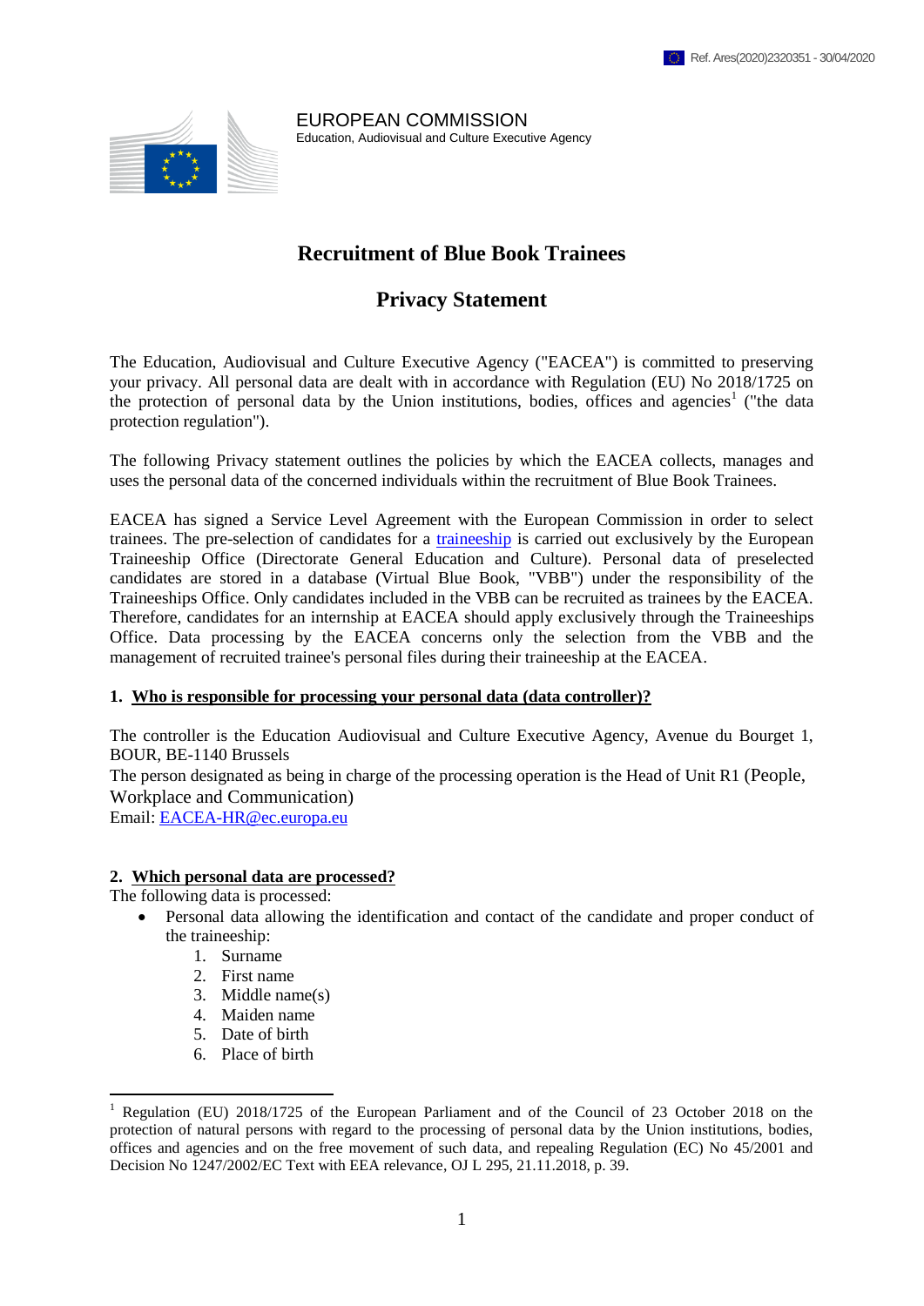EUROPEAN COMMISSION
Education, Audiovisual and Culture Executive Agency

# Recruitment of Blue Book Trainees

# Privacy Statement

The Education, Audiovisual and Culture Executive Agency ("EACEA") is committed to preserving your privacy. All personal data are dealt with in accordance with Regulation (EU) No 2018/1725 on the protection of personal data by the Union institutions, bodies, offices and agencies[1] ("the data protection regulation").

The following Privacy statement outlines the policies by which the EACEA collects, manages and uses the personal data of the concerned individuals within the recruitment of Blue Book Trainees.

EACEA has signed a Service Level Agreement with the European Commission in order to select trainees. The pre-selection of candidates for a traineeship is carried out exclusively by the European Traineeship Office (Directorate General Education and Culture). Personal data of preselected candidates are stored in a database (Virtual Blue Book, "VBB") under the responsibility of the Traineeships Office. Only candidates included in the VBB can be recruited as trainees by the EACEA. Therefore, candidates for an internship at EACEA should apply exclusively through the Traineeships Office. Data processing by the EACEA concerns only the selection from the VBB and the management of recruited trainee's personal files during their traineeship at the EACEA.

## 1. Who is responsible for processing your personal data (data controller)?

The controller is the Education Audiovisual and Culture Executive Agency, Avenue du Bourget 1, BOUR, BE-1140 Brussels
The person designated as being in charge of the processing operation is the Head of Unit R1 (People, Workplace and Communication)
Email: EACEA-HR@ec.europa.eu

## 2. Which personal data are processed?

The following data is processed:

- Personal data allowing the identification and contact of the candidate and proper conduct of the traineeship:
    1. Surname
    2. First name
    3. Middle name(s)
    4. Maiden name
    5. Date of birth
    6. Place of birth

[1] Regulation (EU) 2018/1725 of the European Parliament and of the Council of 23 October 2018 on the protection of natural persons with regard to the processing of personal data by the Union institutions, bodies, offices and agencies and on the free movement of such data, and repealing Regulation (EC) No 45/2001 and Decision No 1247/2002/EC Text with EEA relevance, OJ L 295, 21.11.2018, p. 39.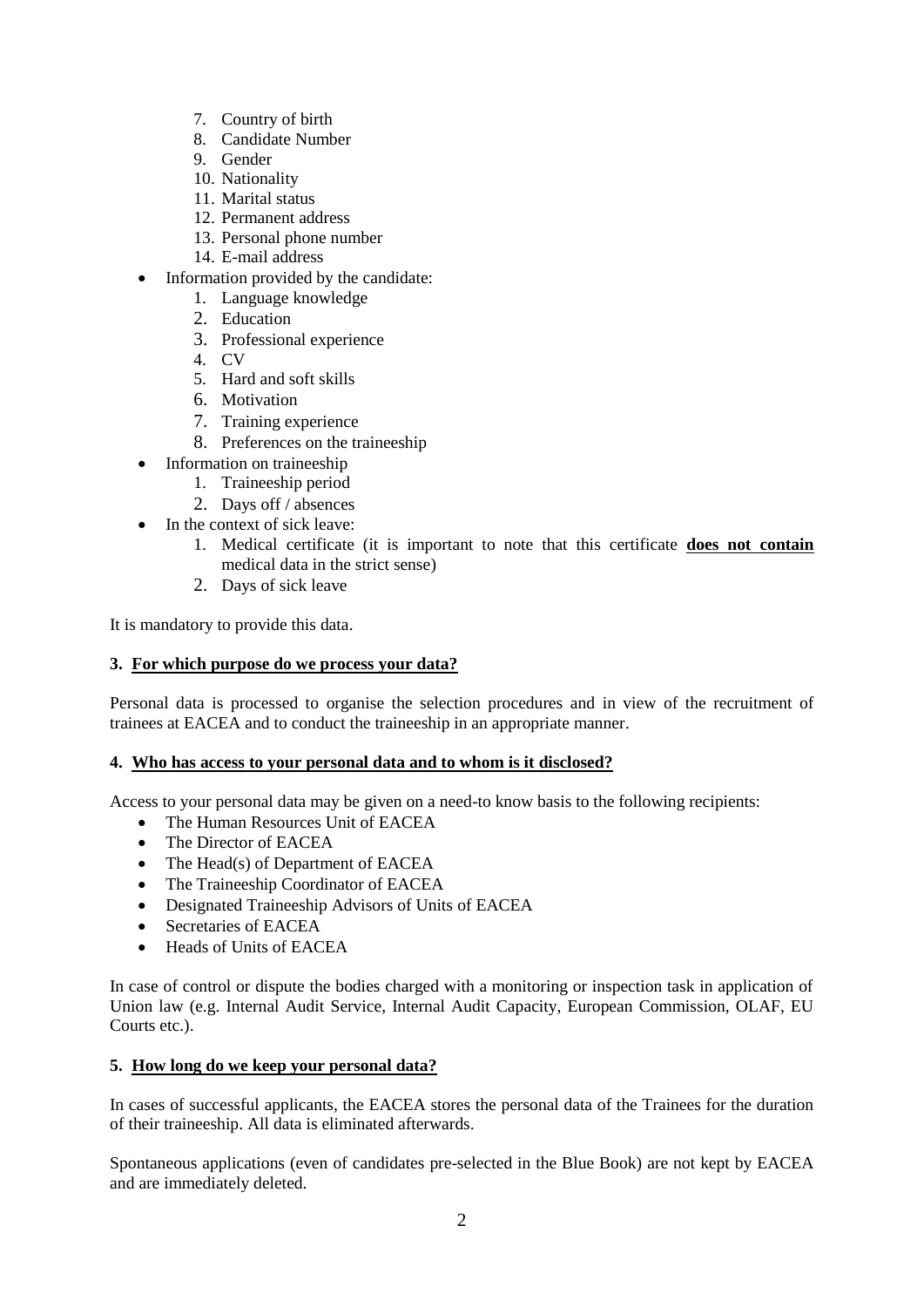7. Country of birth
8. Candidate Number
9. Gender
10. Nationality
11. Marital status
12. Permanent address
13. Personal phone number
14. E-mail address

- Information provided by the candidate:
  1. Language knowledge
  2. Education
  3. Professional experience
  4. CV
  5. Hard and soft skills
  6. Motivation
  7. Training experience
  8. Preferences on the traineeship
- Information on traineeship
  1. Traineeship period
  2. Days off / absences
- In the context of sick leave:
  1. Medical certificate (it is important to note that this certificate **does not contain** medical data in the strict sense)
  2. Days of sick leave

It is mandatory to provide this data.

### 3. For which purpose do we process your data?

Personal data is processed to organise the selection procedures and in view of the recruitment of trainees at EACEA and to conduct the traineeship in an appropriate manner.

### 4. Who has access to your personal data and to whom is it disclosed?

Access to your personal data may be given on a need-to know basis to the following recipients:

- The Human Resources Unit of EACEA
- The Director of EACEA
- The Head(s) of Department of EACEA
- The Traineeship Coordinator of EACEA
- Designated Traineeship Advisors of Units of EACEA
- Secretaries of EACEA
- Heads of Units of EACEA

In case of control or dispute the bodies charged with a monitoring or inspection task in application of Union law (e.g. Internal Audit Service, Internal Audit Capacity, European Commission, OLAF, EU Courts etc.).

### 5. How long do we keep your personal data?

In cases of successful applicants, the EACEA stores the personal data of the Trainees for the duration of their traineeship. All data is eliminated afterwards.

Spontaneous applications (even of candidates pre-selected in the Blue Book) are not kept by EACEA and are immediately deleted.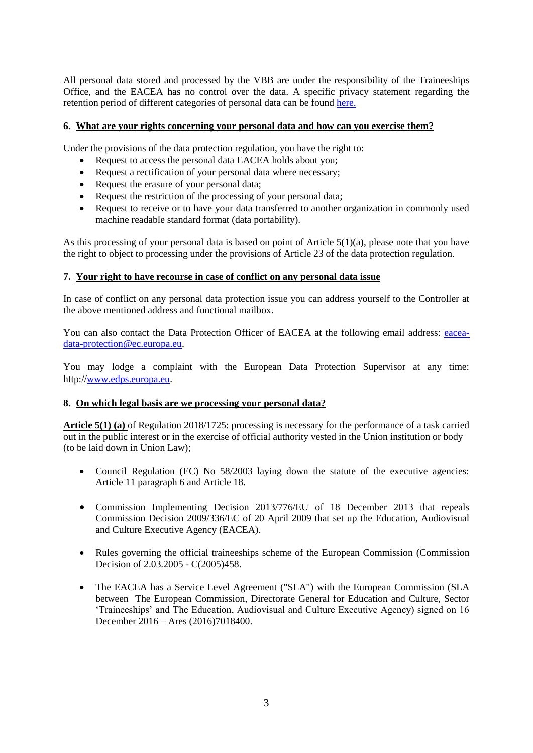All personal data stored and processed by the VBB are under the responsibility of the Traineeships Office, and the EACEA has no control over the data. A specific privacy statement regarding the retention period of different categories of personal data can be found [here.](#)

## 6. What are your rights concerning your personal data and how can you exercise them?

Under the provisions of the data protection regulation, you have the right to:

- Request to access the personal data EACEA holds about you;
- Request a rectification of your personal data where necessary;
- Request the erasure of your personal data;
- Request the restriction of the processing of your personal data;
- Request to receive or to have your data transferred to another organization in commonly used machine readable standard format (data portability).

As this processing of your personal data is based on point of Article 5(1)(a), please note that you have the right to object to processing under the provisions of Article 23 of the data protection regulation.

## 7. Your right to have recourse in case of conflict on any personal data issue

In case of conflict on any personal data protection issue you can address yourself to the Controller at the above mentioned address and functional mailbox.

You can also contact the Data Protection Officer of EACEA at the following email address: eacea-data-protection@ec.europa.eu.

You may lodge a complaint with the European Data Protection Supervisor at any time: http://www.edps.europa.eu.

## 8. On which legal basis are we processing your personal data?

**Article 5(1) (a)** of Regulation 2018/1725: processing is necessary for the performance of a task carried out in the public interest or in the exercise of official authority vested in the Union institution or body (to be laid down in Union Law);

- Council Regulation (EC) No 58/2003 laying down the statute of the executive agencies: Article 11 paragraph 6 and Article 18.
- Commission Implementing Decision 2013/776/EU of 18 December 2013 that repeals Commission Decision 2009/336/EC of 20 April 2009 that set up the Education, Audiovisual and Culture Executive Agency (EACEA).
- Rules governing the official traineeships scheme of the European Commission (Commission Decision of 2.03.2005 - C(2005)458.
- The EACEA has a Service Level Agreement ("SLA") with the European Commission (SLA between The European Commission, Directorate General for Education and Culture, Sector 'Traineeships' and The Education, Audiovisual and Culture Executive Agency) signed on 16 December 2016 – Ares (2016)7018400.